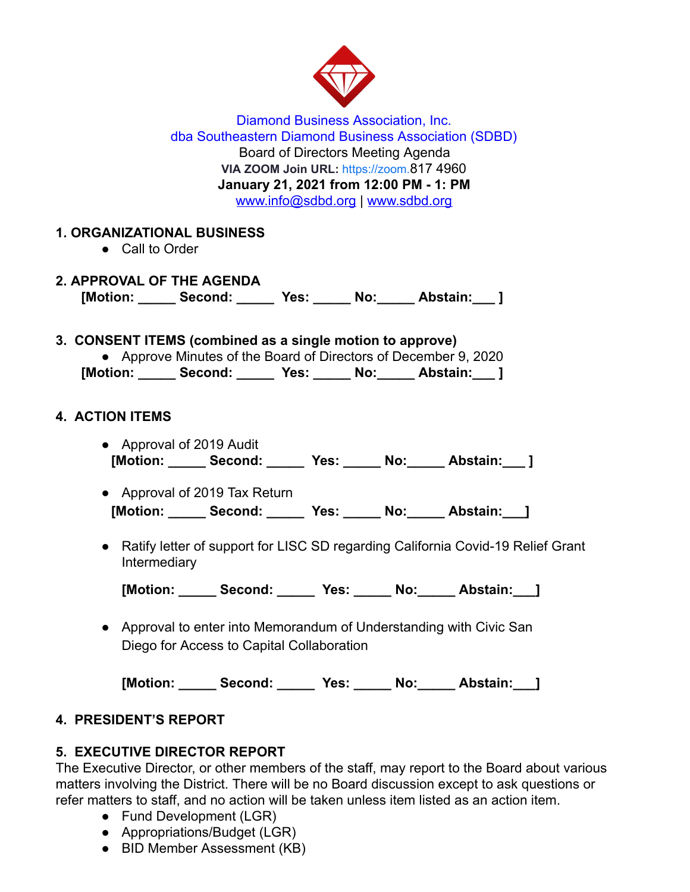Diamond Business Association, Inc.
dba Southeastern Diamond Business Association (SDBD)
Board of Directors Meeting Agenda
**VIA ZOOM Join URL:** https://zoom.817 4960
**January 21, 2021 from 12:00 PM - 1: PM**
www.info@sdbd.org | www.sdbd.org

## 1. ORGANIZATIONAL BUSINESS

- Call to Order

## 2. APPROVAL OF THE AGENDA

**[Motion: _____ Second: _____ Yes: _____ No:_____ Abstain:___ ]**

## 3. CONSENT ITEMS (combined as a single motion to approve)

- Approve Minutes of the Board of Directors of December 9, 2020

**[Motion: _____ Second: _____ Yes: _____ No:_____ Abstain:___ ]**

## 4. ACTION ITEMS

- Approval of 2019 Audit
  **[Motion: _____ Second: _____ Yes: _____ No:_____ Abstain:___ ]**

- Approval of 2019 Tax Return
  **[Motion: _____ Second: _____ Yes: _____ No:_____ Abstain:___]**

- Ratify letter of support for LISC SD regarding California Covid-19 Relief Grant Intermediary

  **[Motion: _____ Second: _____ Yes: _____ No:_____ Abstain:___]**

- Approval to enter into Memorandum of Understanding with Civic San Diego for Access to Capital Collaboration

  **[Motion: _____ Second: _____ Yes: _____ No:_____ Abstain:___]**

## 4. PRESIDENT'S REPORT

## 5. EXECUTIVE DIRECTOR REPORT

The Executive Director, or other members of the staff, may report to the Board about various matters involving the District. There will be no Board discussion except to ask questions or refer matters to staff, and no action will be taken unless item listed as an action item.

- Fund Development (LGR)
- Appropriations/Budget (LGR)
- BID Member Assessment (KB)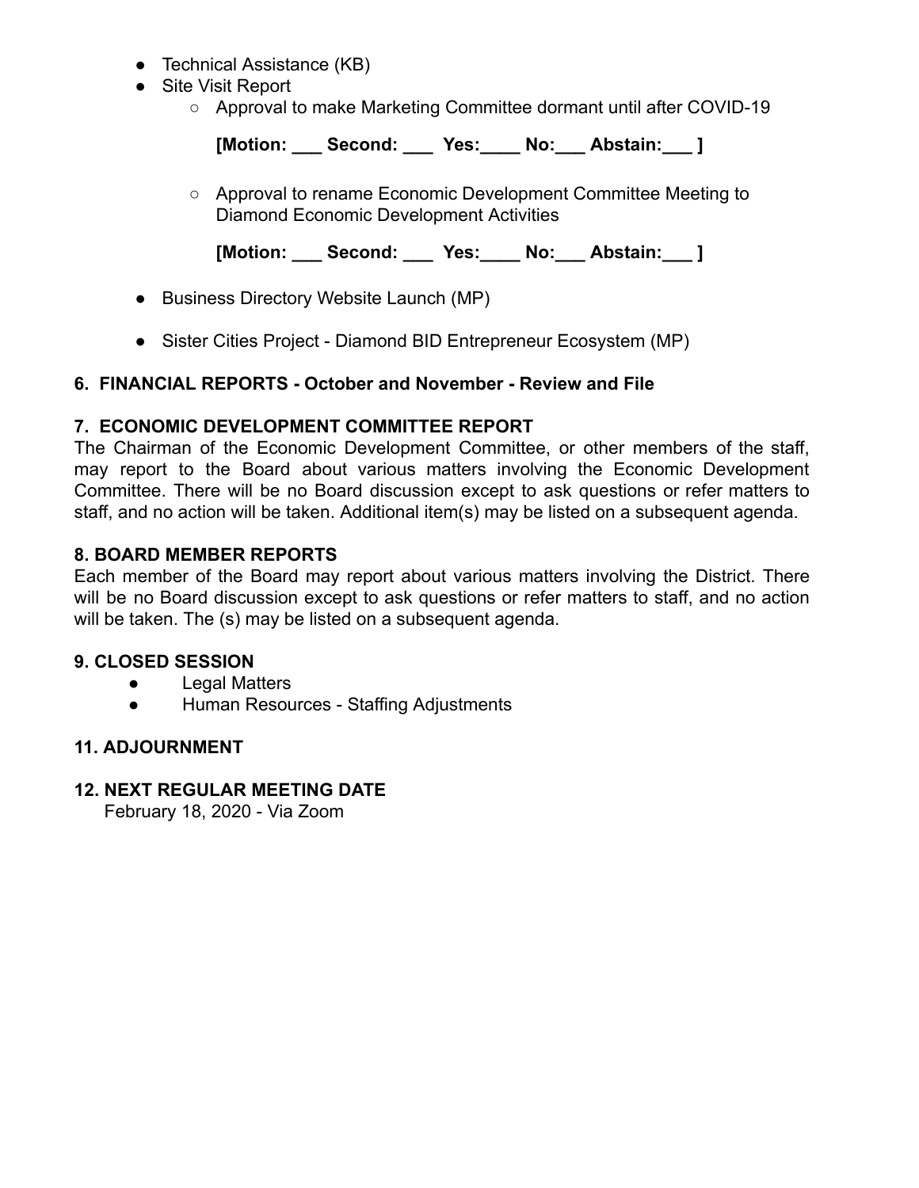- Technical Assistance (KB)
- Site Visit Report
  - Approval to make Marketing Committee dormant until after COVID-19

    **[Motion: ___ Second: ___ Yes:____ No:___ Abstain:___ ]**

  - Approval to rename Economic Development Committee Meeting to Diamond Economic Development Activities

    **[Motion: ___ Second: ___ Yes:____ No:___ Abstain:___ ]**

- Business Directory Website Launch (MP)

- Sister Cities Project - Diamond BID Entrepreneur Ecosystem (MP)

**6. FINANCIAL REPORTS - October and November - Review and File**

**7. ECONOMIC DEVELOPMENT COMMITTEE REPORT**

The Chairman of the Economic Development Committee, or other members of the staff, may report to the Board about various matters involving the Economic Development Committee. There will be no Board discussion except to ask questions or refer matters to staff, and no action will be taken. Additional item(s) may be listed on a subsequent agenda.

**8. BOARD MEMBER REPORTS**

Each member of the Board may report about various matters involving the District. There will be no Board discussion except to ask questions or refer matters to staff, and no action will be taken. The (s) may be listed on a subsequent agenda.

**9. CLOSED SESSION**

- Legal Matters
- Human Resources - Staffing Adjustments

**11. ADJOURNMENT**

**12. NEXT REGULAR MEETING DATE**

February 18, 2020 - Via Zoom